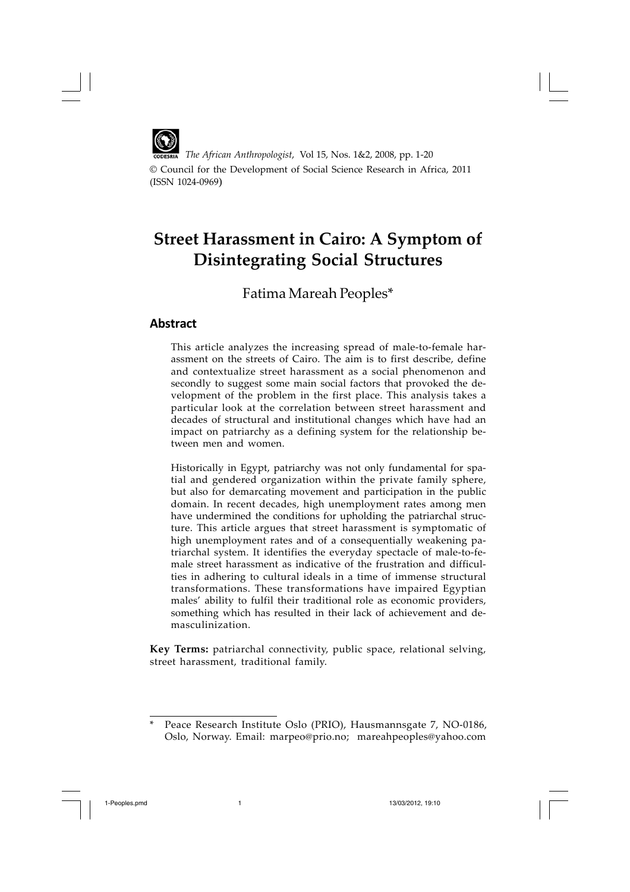*The African Anthropologist*, Vol 15, Nos. 1&2, 2008, pp. 1-20
© Council for the Development of Social Science Research in Africa, 2011
(ISSN 1024-0969)

# Street Harassment in Cairo: A Symptom of Disintegrating Social Structures

Fatima Mareah Peoples*

## Abstract

This article analyzes the increasing spread of male-to-female harassment on the streets of Cairo. The aim is to first describe, define and contextualize street harassment as a social phenomenon and secondly to suggest some main social factors that provoked the development of the problem in the first place. This analysis takes a particular look at the correlation between street harassment and decades of structural and institutional changes which have had an impact on patriarchy as a defining system for the relationship between men and women.

Historically in Egypt, patriarchy was not only fundamental for spatial and gendered organization within the private family sphere, but also for demarcating movement and participation in the public domain. In recent decades, high unemployment rates among men have undermined the conditions for upholding the patriarchal structure. This article argues that street harassment is symptomatic of high unemployment rates and of a consequentially weakening patriarchal system. It identifies the everyday spectacle of male-to-female street harassment as indicative of the frustration and difficulties in adhering to cultural ideals in a time of immense structural transformations. These transformations have impaired Egyptian males' ability to fulfil their traditional role as economic providers, something which has resulted in their lack of achievement and demasculinization.

**Key Terms:** patriarchal connectivity, public space, relational selving, street harassment, traditional family.

---

\* Peace Research Institute Oslo (PRIO), Hausmannsgate 7, NO-0186, Oslo, Norway. Email: marpeo@prio.no; mareahpeoples@yahoo.com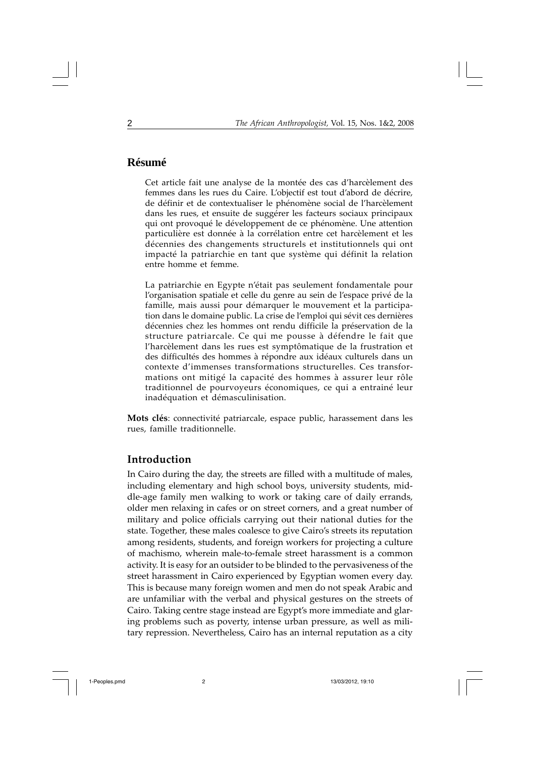## Résumé

Cet article fait une analyse de la montée des cas d'harcèlement des femmes dans les rues du Caire. L'objectif est tout d'abord de décrire, de définir et de contextualiser le phénomène social de l'harcèlement dans les rues, et ensuite de suggérer les facteurs sociaux principaux qui ont provoqué le développement de ce phénomène. Une attention particulière est donnée à la corrélation entre cet harcèlement et les décennies des changements structurels et institutionnels qui ont impacté la patriarchie en tant que système qui définit la relation entre homme et femme.

La patriarchie en Egypte n'était pas seulement fondamentale pour l'organisation spatiale et celle du genre au sein de l'espace privé de la famille, mais aussi pour démarquer le mouvement et la participation dans le domaine public. La crise de l'emploi qui sévit ces dernières décennies chez les hommes ont rendu difficile la préservation de la structure patriarcale. Ce qui me pousse à défendre le fait que l'harcèlement dans les rues est symptômatique de la frustration et des difficultés des hommes à répondre aux idéaux culturels dans un contexte d'immenses transformations structurelles. Ces transformations ont mitigé la capacité des hommes à assurer leur rôle traditionnel de pourvoyeurs économiques, ce qui a entrainé leur inadéquation et démasculinisation.

**Mots clés**: connectivité patriarcale, espace public, harassement dans les rues, famille traditionnelle.

## Introduction

In Cairo during the day, the streets are filled with a multitude of males, including elementary and high school boys, university students, middle-age family men walking to work or taking care of daily errands, older men relaxing in cafes or on street corners, and a great number of military and police officials carrying out their national duties for the state. Together, these males coalesce to give Cairo's streets its reputation among residents, students, and foreign workers for projecting a culture of machismo, wherein male-to-female street harassment is a common activity. It is easy for an outsider to be blinded to the pervasiveness of the street harassment in Cairo experienced by Egyptian women every day. This is because many foreign women and men do not speak Arabic and are unfamiliar with the verbal and physical gestures on the streets of Cairo. Taking centre stage instead are Egypt's more immediate and glaring problems such as poverty, intense urban pressure, as well as military repression. Nevertheless, Cairo has an internal reputation as a city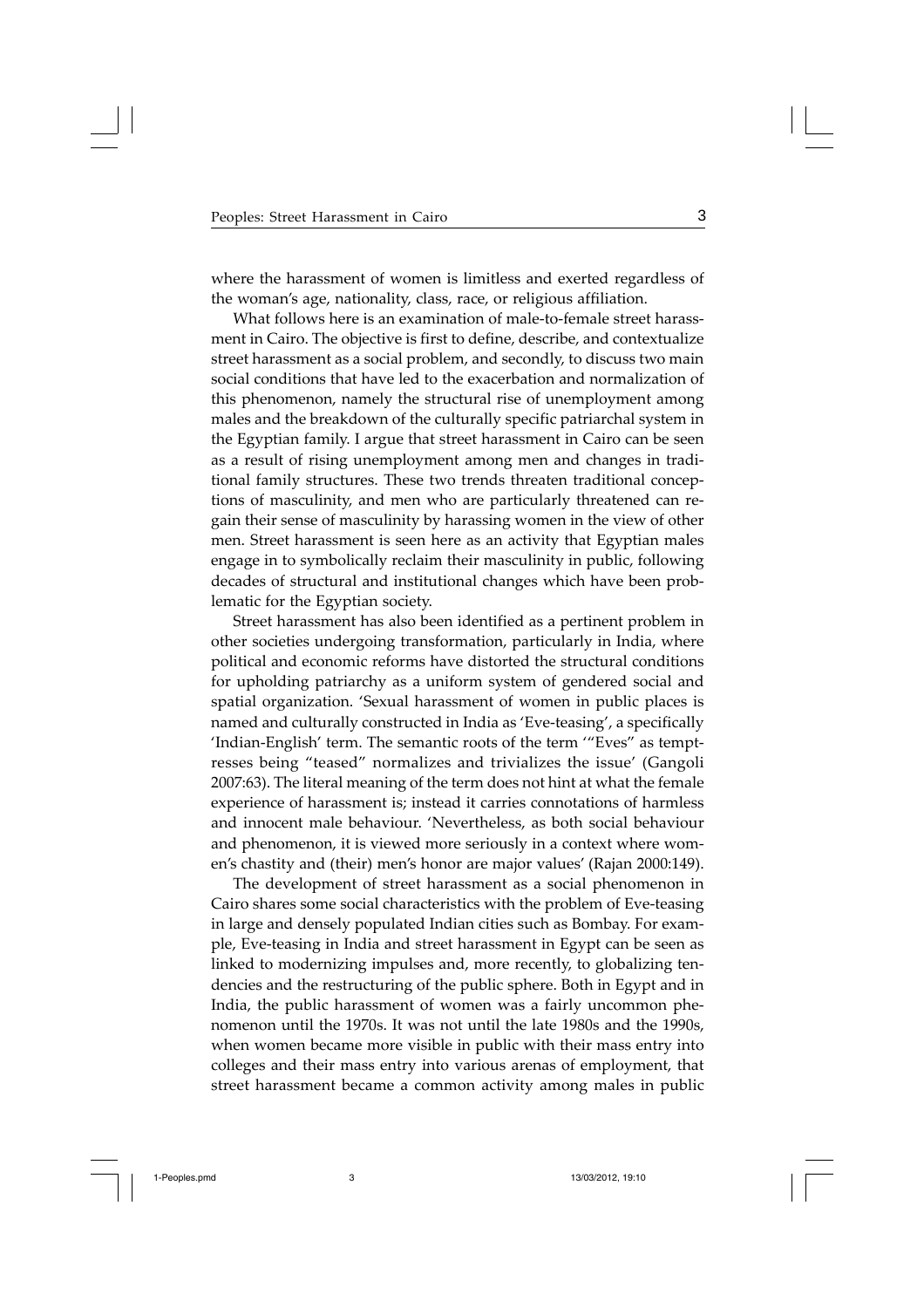where the harassment of women is limitless and exerted regardless of the woman's age, nationality, class, race, or religious affiliation.

What follows here is an examination of male-to-female street harassment in Cairo. The objective is first to define, describe, and contextualize street harassment as a social problem, and secondly, to discuss two main social conditions that have led to the exacerbation and normalization of this phenomenon, namely the structural rise of unemployment among males and the breakdown of the culturally specific patriarchal system in the Egyptian family. I argue that street harassment in Cairo can be seen as a result of rising unemployment among men and changes in traditional family structures. These two trends threaten traditional conceptions of masculinity, and men who are particularly threatened can regain their sense of masculinity by harassing women in the view of other men. Street harassment is seen here as an activity that Egyptian males engage in to symbolically reclaim their masculinity in public, following decades of structural and institutional changes which have been problematic for the Egyptian society.

Street harassment has also been identified as a pertinent problem in other societies undergoing transformation, particularly in India, where political and economic reforms have distorted the structural conditions for upholding patriarchy as a uniform system of gendered social and spatial organization. 'Sexual harassment of women in public places is named and culturally constructed in India as 'Eve-teasing', a specifically 'Indian-English' term. The semantic roots of the term '"Eves" as temptresses being "teased" normalizes and trivializes the issue' (Gangoli 2007:63). The literal meaning of the term does not hint at what the female experience of harassment is; instead it carries connotations of harmless and innocent male behaviour. 'Nevertheless, as both social behaviour and phenomenon, it is viewed more seriously in a context where women's chastity and (their) men's honor are major values' (Rajan 2000:149).

The development of street harassment as a social phenomenon in Cairo shares some social characteristics with the problem of Eve-teasing in large and densely populated Indian cities such as Bombay. For example, Eve-teasing in India and street harassment in Egypt can be seen as linked to modernizing impulses and, more recently, to globalizing tendencies and the restructuring of the public sphere. Both in Egypt and in India, the public harassment of women was a fairly uncommon phenomenon until the 1970s. It was not until the late 1980s and the 1990s, when women became more visible in public with their mass entry into colleges and their mass entry into various arenas of employment, that street harassment became a common activity among males in public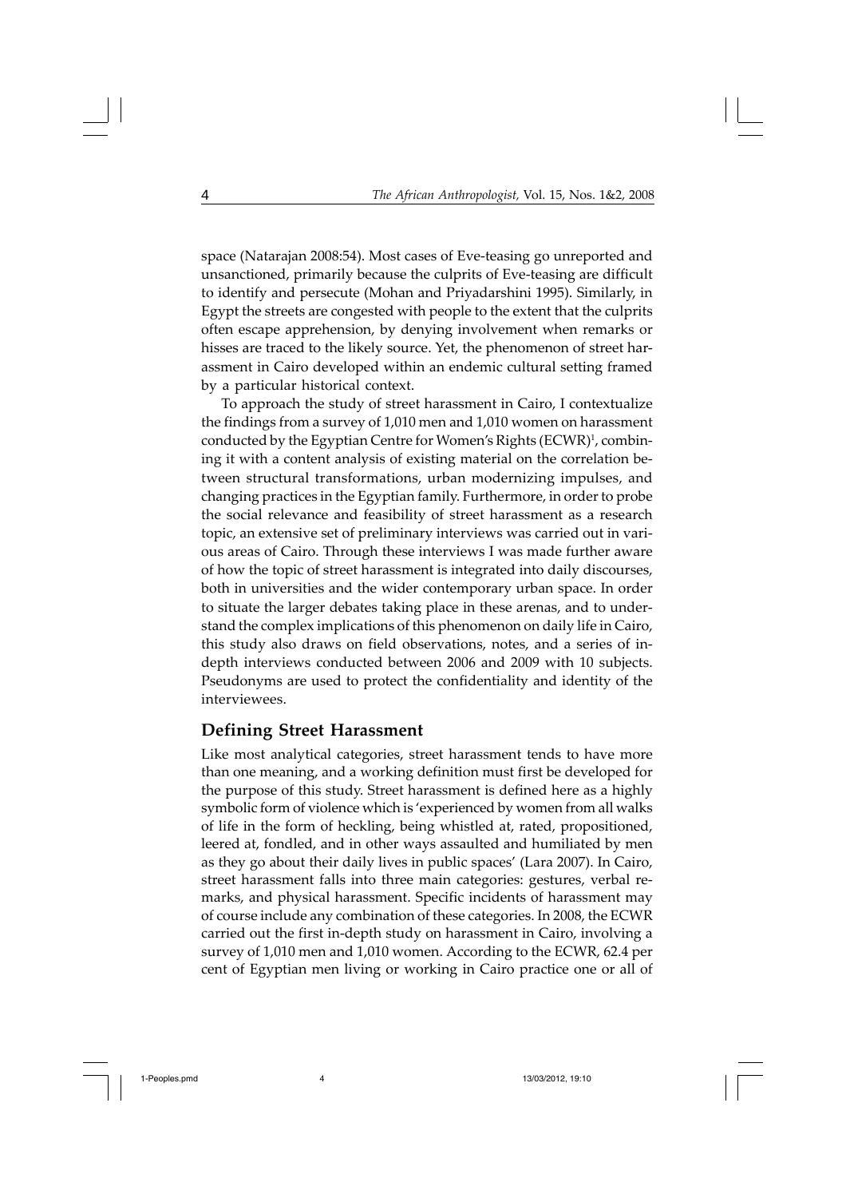space (Natarajan 2008:54). Most cases of Eve-teasing go unreported and unsanctioned, primarily because the culprits of Eve-teasing are difficult to identify and persecute (Mohan and Priyadarshini 1995). Similarly, in Egypt the streets are congested with people to the extent that the culprits often escape apprehension, by denying involvement when remarks or hisses are traced to the likely source. Yet, the phenomenon of street harassment in Cairo developed within an endemic cultural setting framed by a particular historical context.

To approach the study of street harassment in Cairo, I contextualize the findings from a survey of 1,010 men and 1,010 women on harassment conducted by the Egyptian Centre for Women's Rights (ECWR)[1], combining it with a content analysis of existing material on the correlation between structural transformations, urban modernizing impulses, and changing practices in the Egyptian family. Furthermore, in order to probe the social relevance and feasibility of street harassment as a research topic, an extensive set of preliminary interviews was carried out in various areas of Cairo. Through these interviews I was made further aware of how the topic of street harassment is integrated into daily discourses, both in universities and the wider contemporary urban space. In order to situate the larger debates taking place in these arenas, and to understand the complex implications of this phenomenon on daily life in Cairo, this study also draws on field observations, notes, and a series of in-depth interviews conducted between 2006 and 2009 with 10 subjects. Pseudonyms are used to protect the confidentiality and identity of the interviewees.

## Defining Street Harassment

Like most analytical categories, street harassment tends to have more than one meaning, and a working definition must first be developed for the purpose of this study. Street harassment is defined here as a highly symbolic form of violence which is 'experienced by women from all walks of life in the form of heckling, being whistled at, rated, propositioned, leered at, fondled, and in other ways assaulted and humiliated by men as they go about their daily lives in public spaces' (Lara 2007). In Cairo, street harassment falls into three main categories: gestures, verbal remarks, and physical harassment. Specific incidents of harassment may of course include any combination of these categories. In 2008, the ECWR carried out the first in-depth study on harassment in Cairo, involving a survey of 1,010 men and 1,010 women. According to the ECWR, 62.4 per cent of Egyptian men living or working in Cairo practice one or all of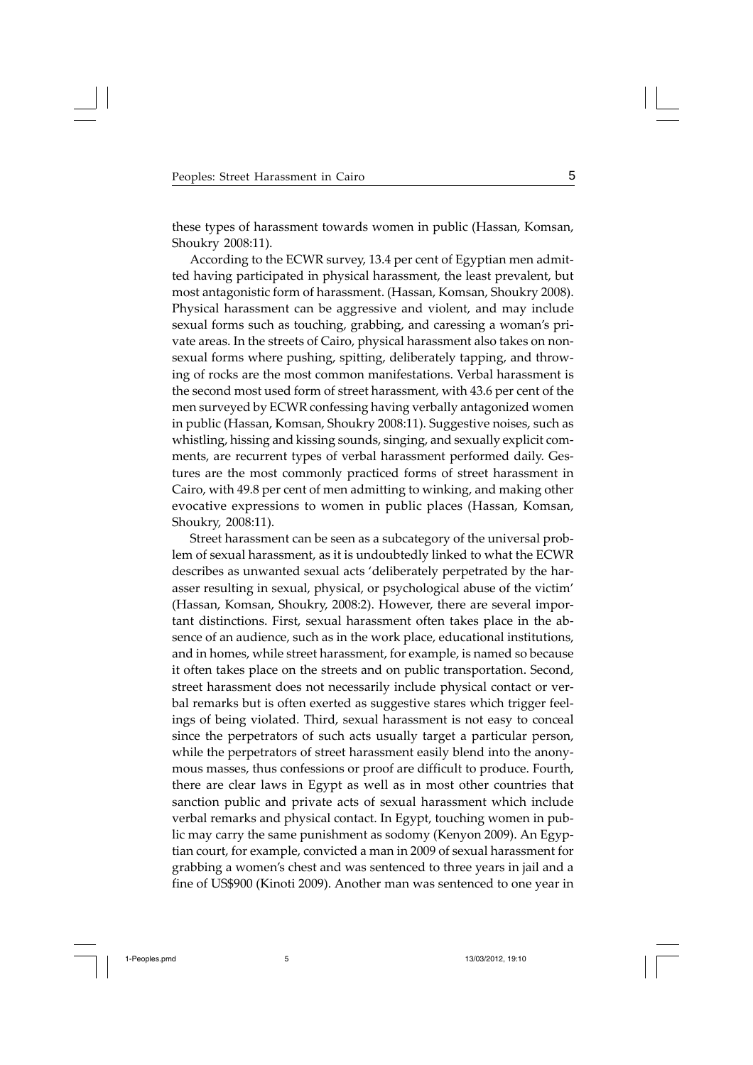these types of harassment towards women in public (Hassan, Komsan, Shoukry 2008:11).

According to the ECWR survey, 13.4 per cent of Egyptian men admitted having participated in physical harassment, the least prevalent, but most antagonistic form of harassment. (Hassan, Komsan, Shoukry 2008). Physical harassment can be aggressive and violent, and may include sexual forms such as touching, grabbing, and caressing a woman's private areas. In the streets of Cairo, physical harassment also takes on non-sexual forms where pushing, spitting, deliberately tapping, and throwing of rocks are the most common manifestations. Verbal harassment is the second most used form of street harassment, with 43.6 per cent of the men surveyed by ECWR confessing having verbally antagonized women in public (Hassan, Komsan, Shoukry 2008:11). Suggestive noises, such as whistling, hissing and kissing sounds, singing, and sexually explicit comments, are recurrent types of verbal harassment performed daily. Gestures are the most commonly practiced forms of street harassment in Cairo, with 49.8 per cent of men admitting to winking, and making other evocative expressions to women in public places (Hassan, Komsan, Shoukry, 2008:11).

Street harassment can be seen as a subcategory of the universal problem of sexual harassment, as it is undoubtedly linked to what the ECWR describes as unwanted sexual acts 'deliberately perpetrated by the harasser resulting in sexual, physical, or psychological abuse of the victim' (Hassan, Komsan, Shoukry, 2008:2). However, there are several important distinctions. First, sexual harassment often takes place in the absence of an audience, such as in the work place, educational institutions, and in homes, while street harassment, for example, is named so because it often takes place on the streets and on public transportation. Second, street harassment does not necessarily include physical contact or verbal remarks but is often exerted as suggestive stares which trigger feelings of being violated. Third, sexual harassment is not easy to conceal since the perpetrators of such acts usually target a particular person, while the perpetrators of street harassment easily blend into the anonymous masses, thus confessions or proof are difficult to produce. Fourth, there are clear laws in Egypt as well as in most other countries that sanction public and private acts of sexual harassment which include verbal remarks and physical contact. In Egypt, touching women in public may carry the same punishment as sodomy (Kenyon 2009). An Egyptian court, for example, convicted a man in 2009 of sexual harassment for grabbing a women's chest and was sentenced to three years in jail and a fine of US$900 (Kinoti 2009). Another man was sentenced to one year in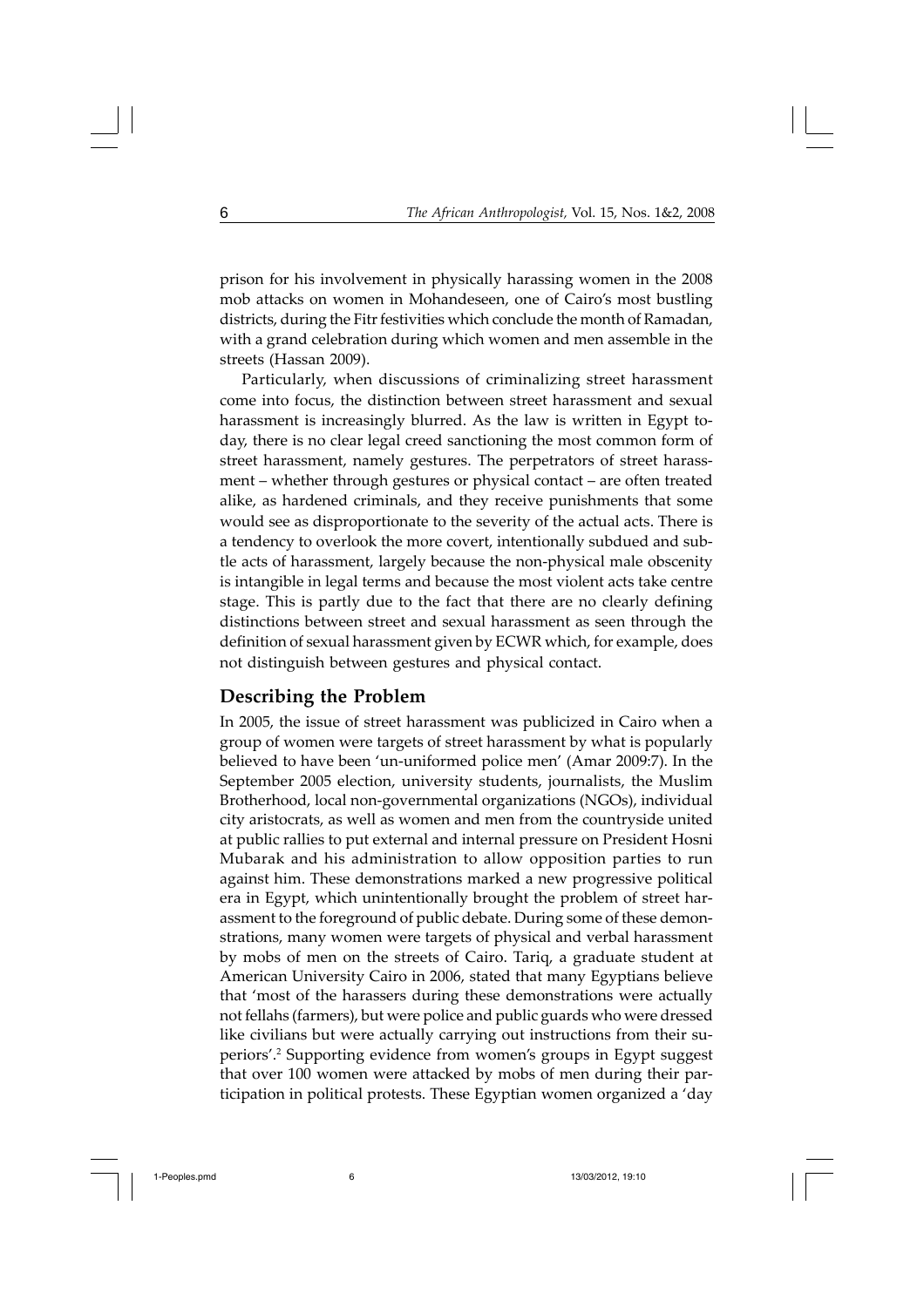prison for his involvement in physically harassing women in the 2008 mob attacks on women in Mohandeseen, one of Cairo's most bustling districts, during the Fitr festivities which conclude the month of Ramadan, with a grand celebration during which women and men assemble in the streets (Hassan 2009).

Particularly, when discussions of criminalizing street harassment come into focus, the distinction between street harassment and sexual harassment is increasingly blurred. As the law is written in Egypt today, there is no clear legal creed sanctioning the most common form of street harassment, namely gestures. The perpetrators of street harassment – whether through gestures or physical contact – are often treated alike, as hardened criminals, and they receive punishments that some would see as disproportionate to the severity of the actual acts. There is a tendency to overlook the more covert, intentionally subdued and subtle acts of harassment, largely because the non-physical male obscenity is intangible in legal terms and because the most violent acts take centre stage. This is partly due to the fact that there are no clearly defining distinctions between street and sexual harassment as seen through the definition of sexual harassment given by ECWR which, for example, does not distinguish between gestures and physical contact.

## Describing the Problem

In 2005, the issue of street harassment was publicized in Cairo when a group of women were targets of street harassment by what is popularly believed to have been 'un-uniformed police men' (Amar 2009:7). In the September 2005 election, university students, journalists, the Muslim Brotherhood, local non-governmental organizations (NGOs), individual city aristocrats, as well as women and men from the countryside united at public rallies to put external and internal pressure on President Hosni Mubarak and his administration to allow opposition parties to run against him. These demonstrations marked a new progressive political era in Egypt, which unintentionally brought the problem of street harassment to the foreground of public debate. During some of these demonstrations, many women were targets of physical and verbal harassment by mobs of men on the streets of Cairo. Tariq, a graduate student at American University Cairo in 2006, stated that many Egyptians believe that 'most of the harassers during these demonstrations were actually not fellahs (farmers), but were police and public guards who were dressed like civilians but were actually carrying out instructions from their superiors'.[2] Supporting evidence from women's groups in Egypt suggest that over 100 women were attacked by mobs of men during their participation in political protests. These Egyptian women organized a 'day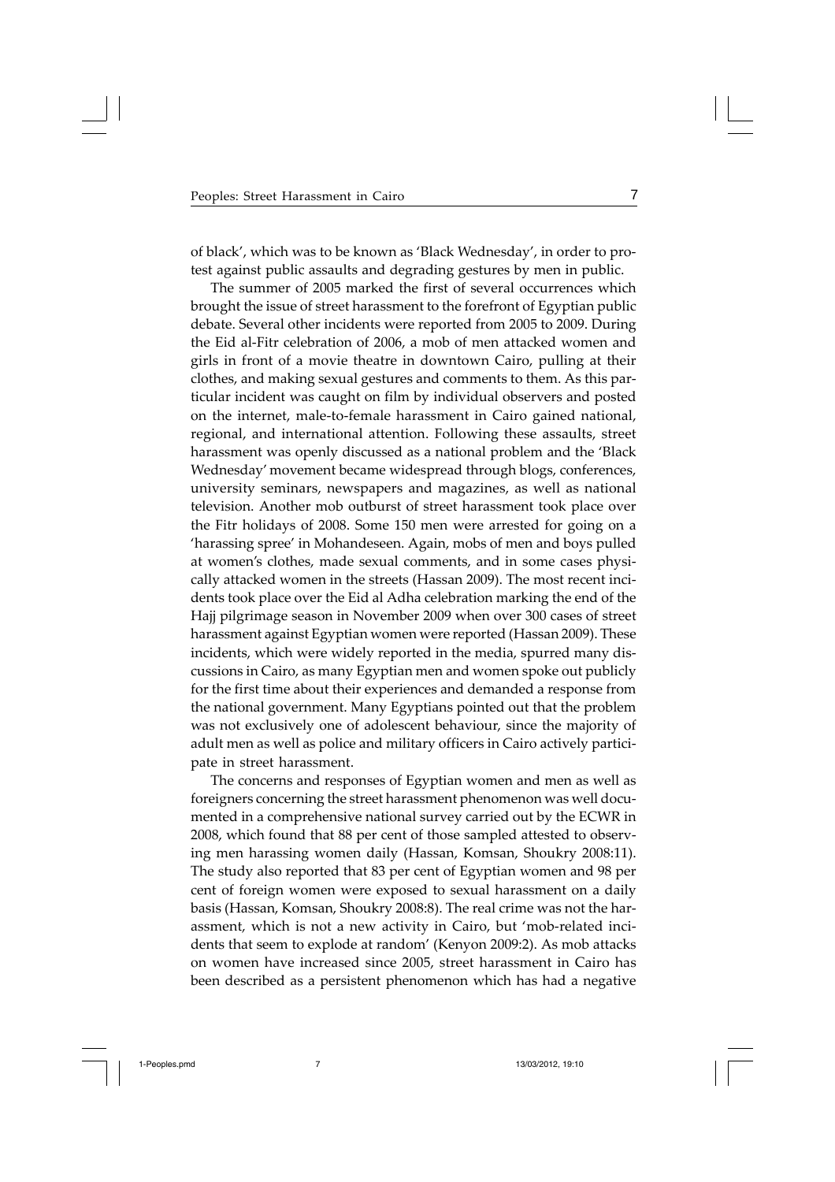of black', which was to be known as 'Black Wednesday', in order to protest against public assaults and degrading gestures by men in public.

The summer of 2005 marked the first of several occurrences which brought the issue of street harassment to the forefront of Egyptian public debate. Several other incidents were reported from 2005 to 2009. During the Eid al-Fitr celebration of 2006, a mob of men attacked women and girls in front of a movie theatre in downtown Cairo, pulling at their clothes, and making sexual gestures and comments to them. As this particular incident was caught on film by individual observers and posted on the internet, male-to-female harassment in Cairo gained national, regional, and international attention. Following these assaults, street harassment was openly discussed as a national problem and the 'Black Wednesday' movement became widespread through blogs, conferences, university seminars, newspapers and magazines, as well as national television. Another mob outburst of street harassment took place over the Fitr holidays of 2008. Some 150 men were arrested for going on a 'harassing spree' in Mohandeseen. Again, mobs of men and boys pulled at women's clothes, made sexual comments, and in some cases physically attacked women in the streets (Hassan 2009). The most recent incidents took place over the Eid al Adha celebration marking the end of the Hajj pilgrimage season in November 2009 when over 300 cases of street harassment against Egyptian women were reported (Hassan 2009). These incidents, which were widely reported in the media, spurred many discussions in Cairo, as many Egyptian men and women spoke out publicly for the first time about their experiences and demanded a response from the national government. Many Egyptians pointed out that the problem was not exclusively one of adolescent behaviour, since the majority of adult men as well as police and military officers in Cairo actively participate in street harassment.

The concerns and responses of Egyptian women and men as well as foreigners concerning the street harassment phenomenon was well documented in a comprehensive national survey carried out by the ECWR in 2008, which found that 88 per cent of those sampled attested to observing men harassing women daily (Hassan, Komsan, Shoukry 2008:11). The study also reported that 83 per cent of Egyptian women and 98 per cent of foreign women were exposed to sexual harassment on a daily basis (Hassan, Komsan, Shoukry 2008:8). The real crime was not the harassment, which is not a new activity in Cairo, but 'mob-related incidents that seem to explode at random' (Kenyon 2009:2). As mob attacks on women have increased since 2005, street harassment in Cairo has been described as a persistent phenomenon which has had a negative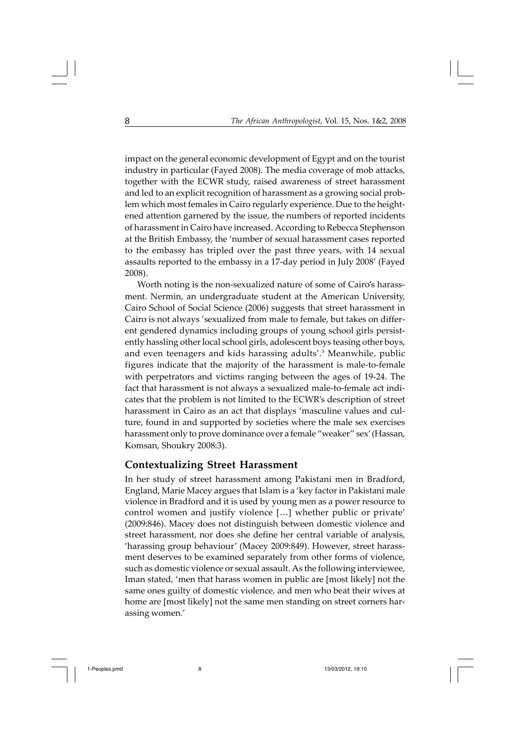impact on the general economic development of Egypt and on the tourist industry in particular (Fayed 2008). The media coverage of mob attacks, together with the ECWR study, raised awareness of street harassment and led to an explicit recognition of harassment as a growing social problem which most females in Cairo regularly experience. Due to the heightened attention garnered by the issue, the numbers of reported incidents of harassment in Cairo have increased. According to Rebecca Stephenson at the British Embassy, the 'number of sexual harassment cases reported to the embassy has tripled over the past three years, with 14 sexual assaults reported to the embassy in a 17-day period in July 2008' (Fayed 2008).

Worth noting is the non-sexualized nature of some of Cairo's harassment. Nermin, an undergraduate student at the American University, Cairo School of Social Science (2006) suggests that street harassment in Cairo is not always 'sexualized from male to female, but takes on different gendered dynamics including groups of young school girls persistently hassling other local school girls, adolescent boys teasing other boys, and even teenagers and kids harassing adults'.[3] Meanwhile, public figures indicate that the majority of the harassment is male-to-female with perpetrators and victims ranging between the ages of 19-24. The fact that harassment is not always a sexualized male-to-female act indicates that the problem is not limited to the ECWR's description of street harassment in Cairo as an act that displays 'masculine values and culture, found in and supported by societies where the male sex exercises harassment only to prove dominance over a female "weaker" sex' (Hassan, Komsan, Shoukry 2008:3).

## Contextualizing Street Harassment

In her study of street harassment among Pakistani men in Bradford, England, Marie Macey argues that Islam is a 'key factor in Pakistani male violence in Bradford and it is used by young men as a power resource to control women and justify violence […] whether public or private' (2009:846). Macey does not distinguish between domestic violence and street harassment, nor does she define her central variable of analysis, 'harassing group behaviour' (Macey 2009:849). However, street harassment deserves to be examined separately from other forms of violence, such as domestic violence or sexual assault. As the following interviewee, Iman stated, 'men that harass women in public are [most likely] not the same ones guilty of domestic violence, and men who beat their wives at home are [most likely] not the same men standing on street corners harassing women.'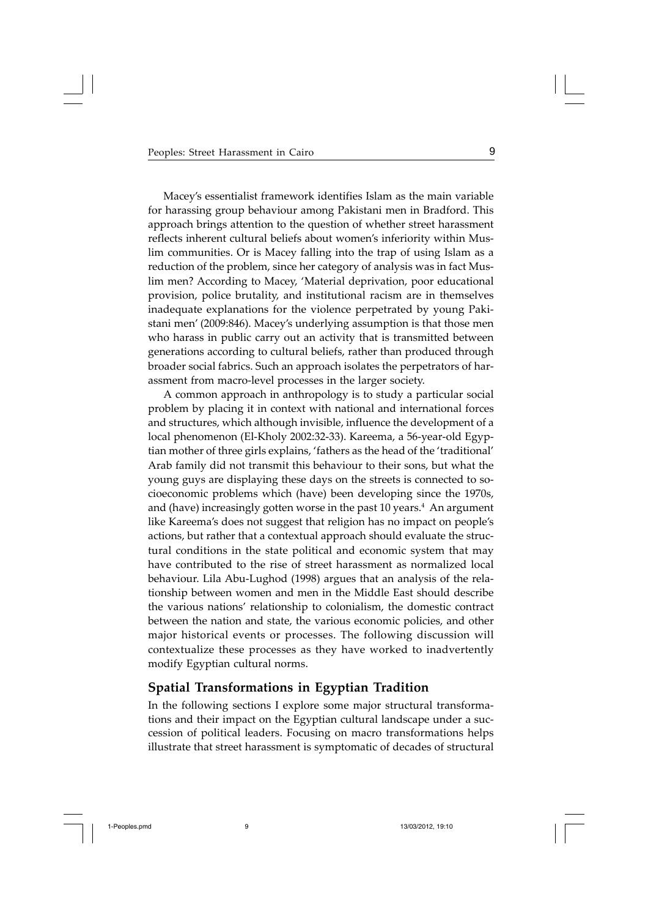Macey's essentialist framework identifies Islam as the main variable for harassing group behaviour among Pakistani men in Bradford. This approach brings attention to the question of whether street harassment reflects inherent cultural beliefs about women's inferiority within Muslim communities. Or is Macey falling into the trap of using Islam as a reduction of the problem, since her category of analysis was in fact Muslim men? According to Macey, 'Material deprivation, poor educational provision, police brutality, and institutional racism are in themselves inadequate explanations for the violence perpetrated by young Pakistani men' (2009:846). Macey's underlying assumption is that those men who harass in public carry out an activity that is transmitted between generations according to cultural beliefs, rather than produced through broader social fabrics. Such an approach isolates the perpetrators of harassment from macro-level processes in the larger society.

A common approach in anthropology is to study a particular social problem by placing it in context with national and international forces and structures, which although invisible, influence the development of a local phenomenon (El-Kholy 2002:32-33). Kareema, a 56-year-old Egyptian mother of three girls explains, 'fathers as the head of the 'traditional' Arab family did not transmit this behaviour to their sons, but what the young guys are displaying these days on the streets is connected to socioeconomic problems which (have) been developing since the 1970s, and (have) increasingly gotten worse in the past 10 years.[4] An argument like Kareema's does not suggest that religion has no impact on people's actions, but rather that a contextual approach should evaluate the structural conditions in the state political and economic system that may have contributed to the rise of street harassment as normalized local behaviour. Lila Abu-Lughod (1998) argues that an analysis of the relationship between women and men in the Middle East should describe the various nations' relationship to colonialism, the domestic contract between the nation and state, the various economic policies, and other major historical events or processes. The following discussion will contextualize these processes as they have worked to inadvertently modify Egyptian cultural norms.

## Spatial Transformations in Egyptian Tradition

In the following sections I explore some major structural transformations and their impact on the Egyptian cultural landscape under a succession of political leaders. Focusing on macro transformations helps illustrate that street harassment is symptomatic of decades of structural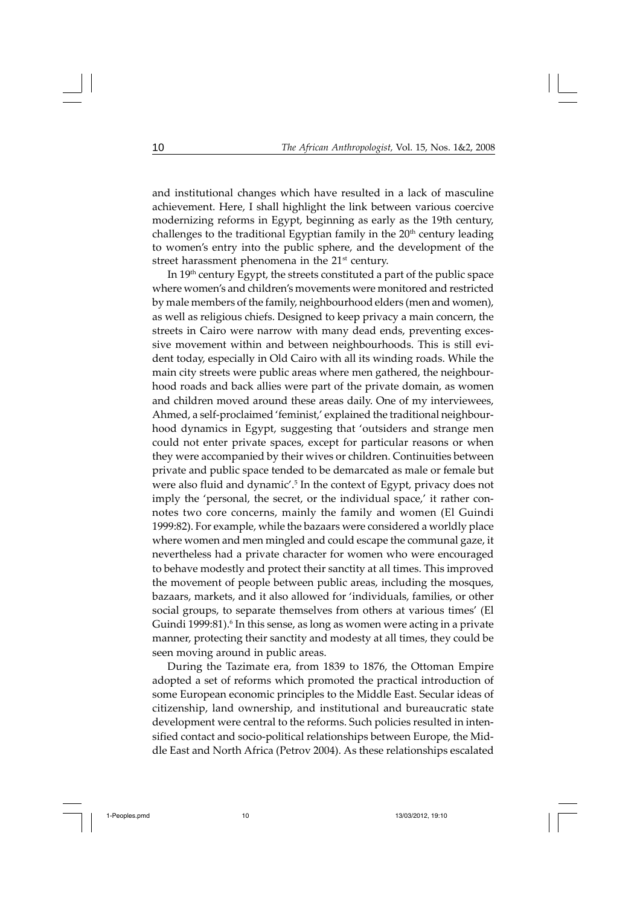and institutional changes which have resulted in a lack of masculine achievement. Here, I shall highlight the link between various coercive modernizing reforms in Egypt, beginning as early as the 19th century, challenges to the traditional Egyptian family in the 20th century leading to women's entry into the public sphere, and the development of the street harassment phenomena in the 21st century.

In 19th century Egypt, the streets constituted a part of the public space where women's and children's movements were monitored and restricted by male members of the family, neighbourhood elders (men and women), as well as religious chiefs. Designed to keep privacy a main concern, the streets in Cairo were narrow with many dead ends, preventing excessive movement within and between neighbourhoods. This is still evident today, especially in Old Cairo with all its winding roads. While the main city streets were public areas where men gathered, the neighbourhood roads and back allies were part of the private domain, as women and children moved around these areas daily. One of my interviewees, Ahmed, a self-proclaimed 'feminist,' explained the traditional neighbourhood dynamics in Egypt, suggesting that 'outsiders and strange men could not enter private spaces, except for particular reasons or when they were accompanied by their wives or children. Continuities between private and public space tended to be demarcated as male or female but were also fluid and dynamic'.[5] In the context of Egypt, privacy does not imply the 'personal, the secret, or the individual space,' it rather connotes two core concerns, mainly the family and women (El Guindi 1999:82). For example, while the bazaars were considered a worldly place where women and men mingled and could escape the communal gaze, it nevertheless had a private character for women who were encouraged to behave modestly and protect their sanctity at all times. This improved the movement of people between public areas, including the mosques, bazaars, markets, and it also allowed for 'individuals, families, or other social groups, to separate themselves from others at various times' (El Guindi 1999:81).[6] In this sense, as long as women were acting in a private manner, protecting their sanctity and modesty at all times, they could be seen moving around in public areas.

During the Tazimate era, from 1839 to 1876, the Ottoman Empire adopted a set of reforms which promoted the practical introduction of some European economic principles to the Middle East. Secular ideas of citizenship, land ownership, and institutional and bureaucratic state development were central to the reforms. Such policies resulted in intensified contact and socio-political relationships between Europe, the Middle East and North Africa (Petrov 2004). As these relationships escalated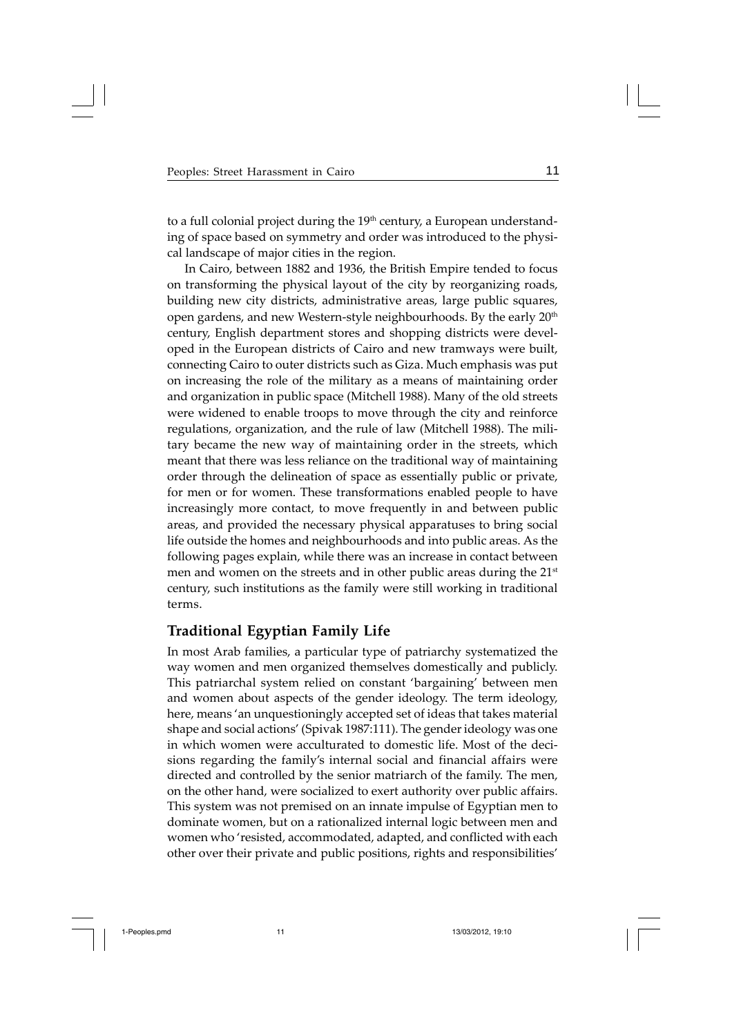to a full colonial project during the 19th century, a European understanding of space based on symmetry and order was introduced to the physical landscape of major cities in the region.

In Cairo, between 1882 and 1936, the British Empire tended to focus on transforming the physical layout of the city by reorganizing roads, building new city districts, administrative areas, large public squares, open gardens, and new Western-style neighbourhoods. By the early 20th century, English department stores and shopping districts were developed in the European districts of Cairo and new tramways were built, connecting Cairo to outer districts such as Giza. Much emphasis was put on increasing the role of the military as a means of maintaining order and organization in public space (Mitchell 1988). Many of the old streets were widened to enable troops to move through the city and reinforce regulations, organization, and the rule of law (Mitchell 1988). The military became the new way of maintaining order in the streets, which meant that there was less reliance on the traditional way of maintaining order through the delineation of space as essentially public or private, for men or for women. These transformations enabled people to have increasingly more contact, to move frequently in and between public areas, and provided the necessary physical apparatuses to bring social life outside the homes and neighbourhoods and into public areas. As the following pages explain, while there was an increase in contact between men and women on the streets and in other public areas during the 21st century, such institutions as the family were still working in traditional terms.

## Traditional Egyptian Family Life

In most Arab families, a particular type of patriarchy systematized the way women and men organized themselves domestically and publicly. This patriarchal system relied on constant 'bargaining' between men and women about aspects of the gender ideology. The term ideology, here, means 'an unquestioningly accepted set of ideas that takes material shape and social actions' (Spivak 1987:111). The gender ideology was one in which women were acculturated to domestic life. Most of the decisions regarding the family's internal social and financial affairs were directed and controlled by the senior matriarch of the family. The men, on the other hand, were socialized to exert authority over public affairs. This system was not premised on an innate impulse of Egyptian men to dominate women, but on a rationalized internal logic between men and women who 'resisted, accommodated, adapted, and conflicted with each other over their private and public positions, rights and responsibilities'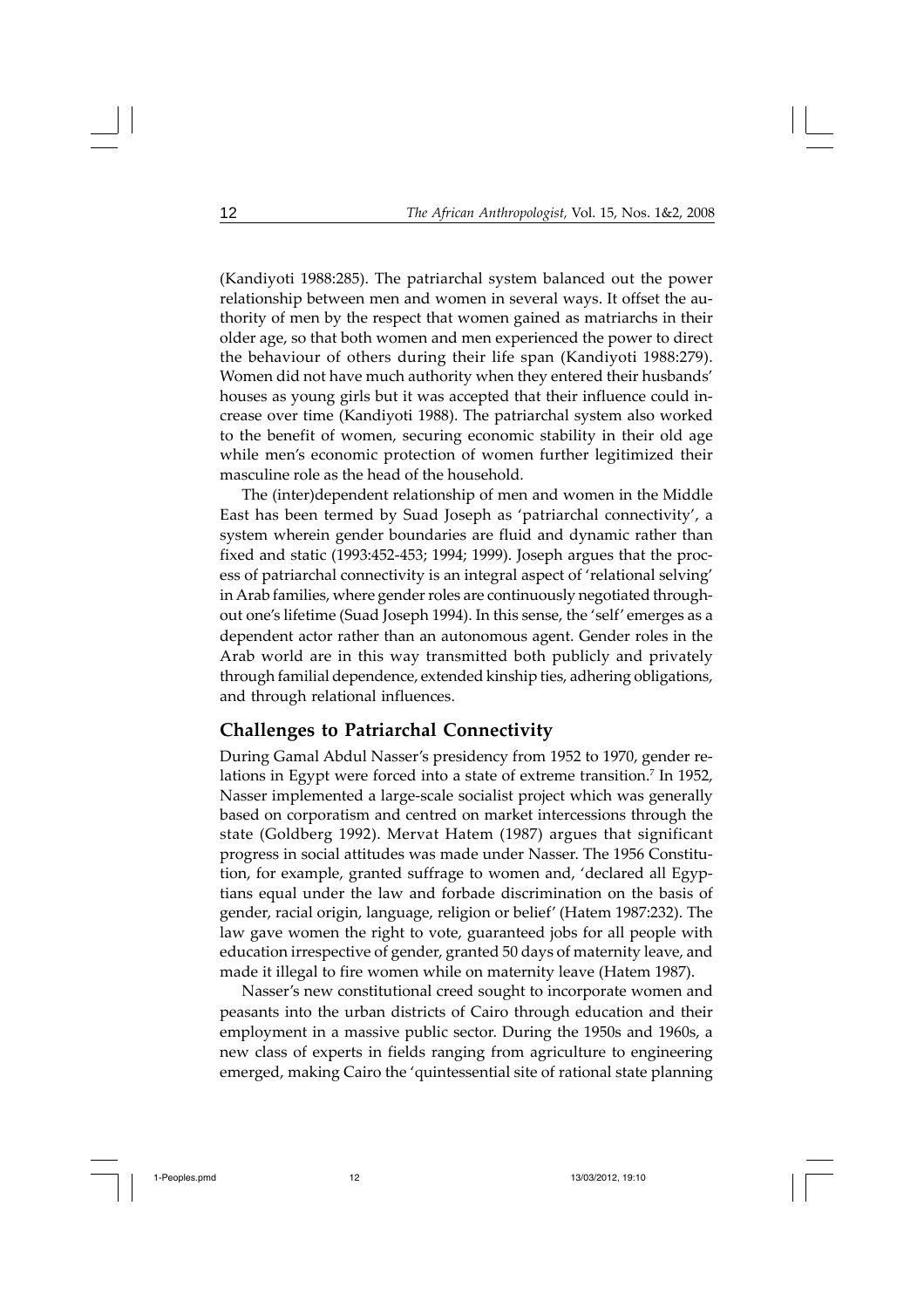(Kandiyoti 1988:285). The patriarchal system balanced out the power relationship between men and women in several ways. It offset the authority of men by the respect that women gained as matriarchs in their older age, so that both women and men experienced the power to direct the behaviour of others during their life span (Kandiyoti 1988:279). Women did not have much authority when they entered their husbands' houses as young girls but it was accepted that their influence could increase over time (Kandiyoti 1988). The patriarchal system also worked to the benefit of women, securing economic stability in their old age while men's economic protection of women further legitimized their masculine role as the head of the household.

The (inter)dependent relationship of men and women in the Middle East has been termed by Suad Joseph as 'patriarchal connectivity', a system wherein gender boundaries are fluid and dynamic rather than fixed and static (1993:452-453; 1994; 1999). Joseph argues that the process of patriarchal connectivity is an integral aspect of 'relational selving' in Arab families, where gender roles are continuously negotiated throughout one's lifetime (Suad Joseph 1994). In this sense, the 'self' emerges as a dependent actor rather than an autonomous agent. Gender roles in the Arab world are in this way transmitted both publicly and privately through familial dependence, extended kinship ties, adhering obligations, and through relational influences.

## Challenges to Patriarchal Connectivity

During Gamal Abdul Nasser's presidency from 1952 to 1970, gender relations in Egypt were forced into a state of extreme transition.[7] In 1952, Nasser implemented a large-scale socialist project which was generally based on corporatism and centred on market intercessions through the state (Goldberg 1992). Mervat Hatem (1987) argues that significant progress in social attitudes was made under Nasser. The 1956 Constitution, for example, granted suffrage to women and, 'declared all Egyptians equal under the law and forbade discrimination on the basis of gender, racial origin, language, religion or belief' (Hatem 1987:232). The law gave women the right to vote, guaranteed jobs for all people with education irrespective of gender, granted 50 days of maternity leave, and made it illegal to fire women while on maternity leave (Hatem 1987).

Nasser's new constitutional creed sought to incorporate women and peasants into the urban districts of Cairo through education and their employment in a massive public sector. During the 1950s and 1960s, a new class of experts in fields ranging from agriculture to engineering emerged, making Cairo the 'quintessential site of rational state planning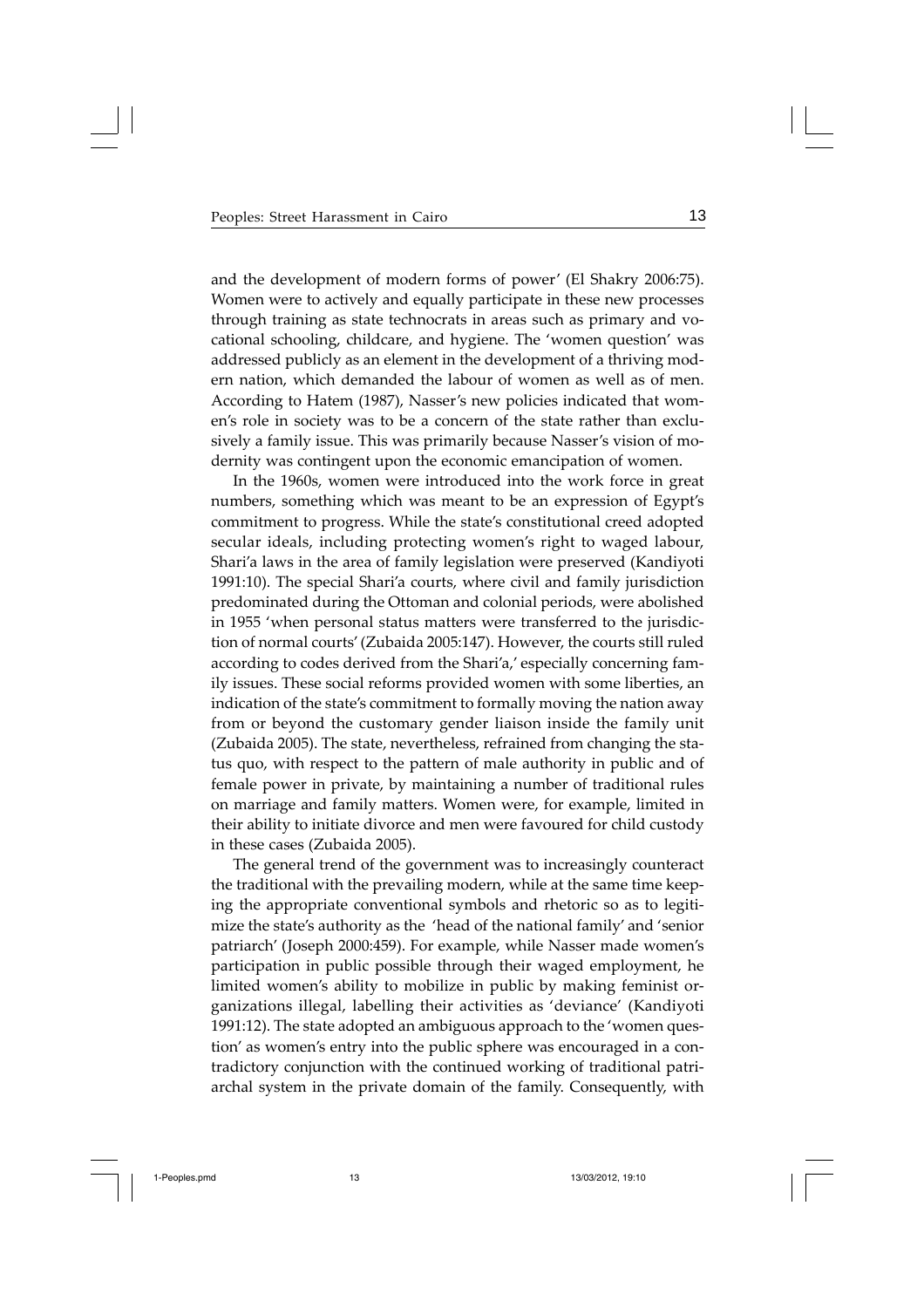and the development of modern forms of power' (El Shakry 2006:75). Women were to actively and equally participate in these new processes through training as state technocrats in areas such as primary and vocational schooling, childcare, and hygiene. The 'women question' was addressed publicly as an element in the development of a thriving modern nation, which demanded the labour of women as well as of men. According to Hatem (1987), Nasser's new policies indicated that women's role in society was to be a concern of the state rather than exclusively a family issue. This was primarily because Nasser's vision of modernity was contingent upon the economic emancipation of women.

In the 1960s, women were introduced into the work force in great numbers, something which was meant to be an expression of Egypt's commitment to progress. While the state's constitutional creed adopted secular ideals, including protecting women's right to waged labour, Shari'a laws in the area of family legislation were preserved (Kandiyoti 1991:10). The special Shari'a courts, where civil and family jurisdiction predominated during the Ottoman and colonial periods, were abolished in 1955 'when personal status matters were transferred to the jurisdiction of normal courts' (Zubaida 2005:147). However, the courts still ruled according to codes derived from the Shari'a,' especially concerning family issues. These social reforms provided women with some liberties, an indication of the state's commitment to formally moving the nation away from or beyond the customary gender liaison inside the family unit (Zubaida 2005). The state, nevertheless, refrained from changing the status quo, with respect to the pattern of male authority in public and of female power in private, by maintaining a number of traditional rules on marriage and family matters. Women were, for example, limited in their ability to initiate divorce and men were favoured for child custody in these cases (Zubaida 2005).

The general trend of the government was to increasingly counteract the traditional with the prevailing modern, while at the same time keeping the appropriate conventional symbols and rhetoric so as to legitimize the state's authority as the 'head of the national family' and 'senior patriarch' (Joseph 2000:459). For example, while Nasser made women's participation in public possible through their waged employment, he limited women's ability to mobilize in public by making feminist organizations illegal, labelling their activities as 'deviance' (Kandiyoti 1991:12). The state adopted an ambiguous approach to the 'women question' as women's entry into the public sphere was encouraged in a contradictory conjunction with the continued working of traditional patriarchal system in the private domain of the family. Consequently, with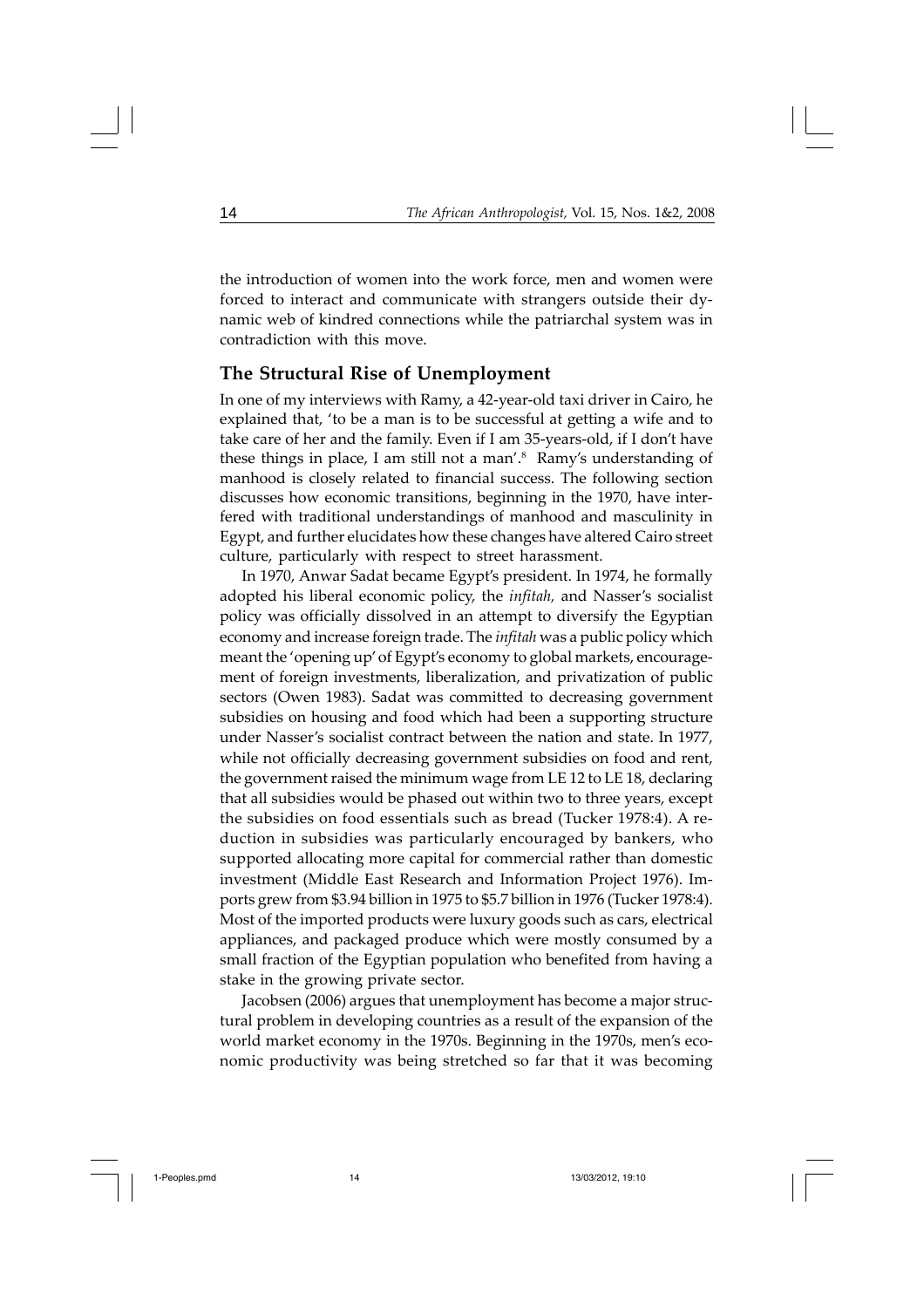the introduction of women into the work force, men and women were forced to interact and communicate with strangers outside their dynamic web of kindred connections while the patriarchal system was in contradiction with this move.

## The Structural Rise of Unemployment

In one of my interviews with Ramy, a 42-year-old taxi driver in Cairo, he explained that, 'to be a man is to be successful at getting a wife and to take care of her and the family. Even if I am 35-years-old, if I don't have these things in place, I am still not a man'.[8] Ramy's understanding of manhood is closely related to financial success. The following section discusses how economic transitions, beginning in the 1970, have interfered with traditional understandings of manhood and masculinity in Egypt, and further elucidates how these changes have altered Cairo street culture, particularly with respect to street harassment.

In 1970, Anwar Sadat became Egypt's president. In 1974, he formally adopted his liberal economic policy, the *infitah,* and Nasser's socialist policy was officially dissolved in an attempt to diversify the Egyptian economy and increase foreign trade. The *infitah* was a public policy which meant the 'opening up' of Egypt's economy to global markets, encouragement of foreign investments, liberalization, and privatization of public sectors (Owen 1983). Sadat was committed to decreasing government subsidies on housing and food which had been a supporting structure under Nasser's socialist contract between the nation and state. In 1977, while not officially decreasing government subsidies on food and rent, the government raised the minimum wage from LE 12 to LE 18, declaring that all subsidies would be phased out within two to three years, except the subsidies on food essentials such as bread (Tucker 1978:4). A reduction in subsidies was particularly encouraged by bankers, who supported allocating more capital for commercial rather than domestic investment (Middle East Research and Information Project 1976). Imports grew from $3.94 billion in 1975 to $5.7 billion in 1976 (Tucker 1978:4). Most of the imported products were luxury goods such as cars, electrical appliances, and packaged produce which were mostly consumed by a small fraction of the Egyptian population who benefited from having a stake in the growing private sector.

Jacobsen (2006) argues that unemployment has become a major structural problem in developing countries as a result of the expansion of the world market economy in the 1970s. Beginning in the 1970s, men's economic productivity was being stretched so far that it was becoming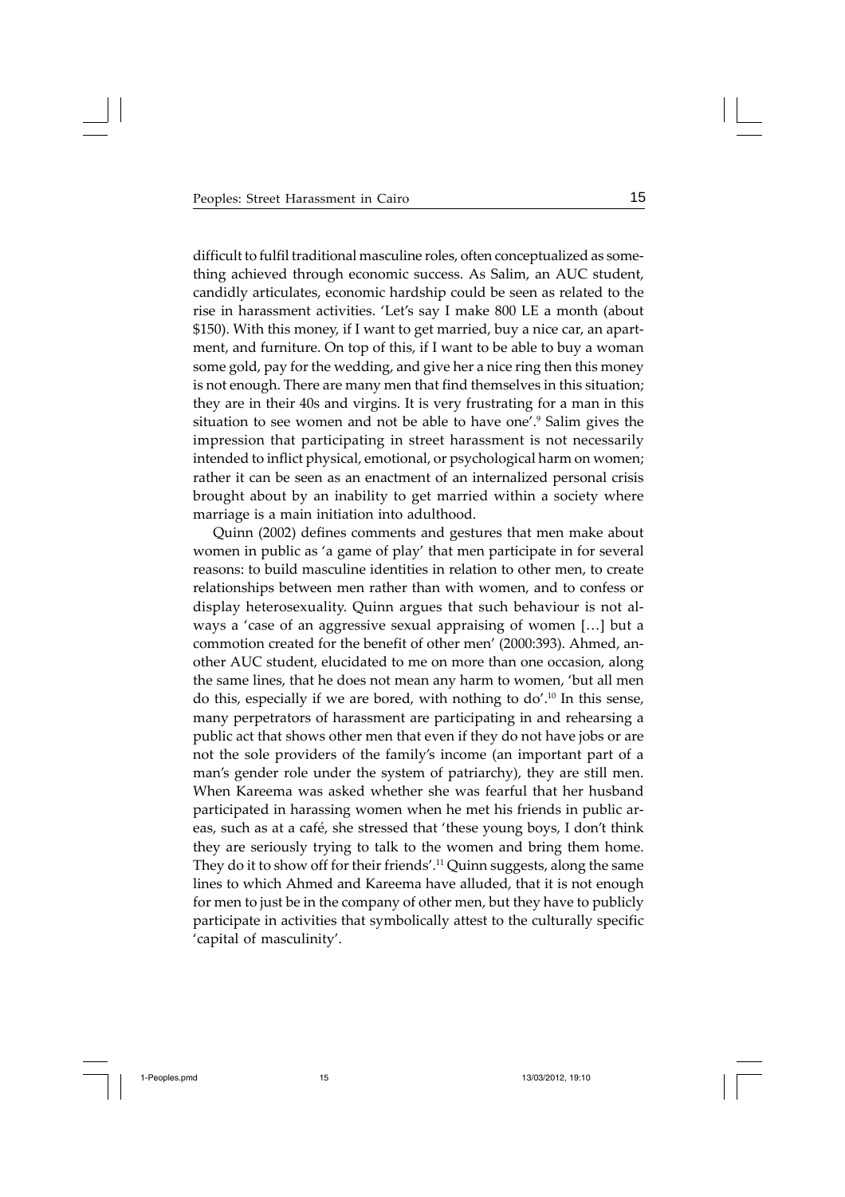difficult to fulfil traditional masculine roles, often conceptualized as something achieved through economic success. As Salim, an AUC student, candidly articulates, economic hardship could be seen as related to the rise in harassment activities. 'Let's say I make 800 LE a month (about $150). With this money, if I want to get married, buy a nice car, an apartment, and furniture. On top of this, if I want to be able to buy a woman some gold, pay for the wedding, and give her a nice ring then this money is not enough. There are many men that find themselves in this situation; they are in their 40s and virgins. It is very frustrating for a man in this situation to see women and not be able to have one'.[9] Salim gives the impression that participating in street harassment is not necessarily intended to inflict physical, emotional, or psychological harm on women; rather it can be seen as an enactment of an internalized personal crisis brought about by an inability to get married within a society where marriage is a main initiation into adulthood.

Quinn (2002) defines comments and gestures that men make about women in public as 'a game of play' that men participate in for several reasons: to build masculine identities in relation to other men, to create relationships between men rather than with women, and to confess or display heterosexuality. Quinn argues that such behaviour is not always a 'case of an aggressive sexual appraising of women […] but a commotion created for the benefit of other men' (2000:393). Ahmed, another AUC student, elucidated to me on more than one occasion, along the same lines, that he does not mean any harm to women, 'but all men do this, especially if we are bored, with nothing to do'.[10] In this sense, many perpetrators of harassment are participating in and rehearsing a public act that shows other men that even if they do not have jobs or are not the sole providers of the family's income (an important part of a man's gender role under the system of patriarchy), they are still men. When Kareema was asked whether she was fearful that her husband participated in harassing women when he met his friends in public areas, such as at a café, she stressed that 'these young boys, I don't think they are seriously trying to talk to the women and bring them home. They do it to show off for their friends'.[11] Quinn suggests, along the same lines to which Ahmed and Kareema have alluded, that it is not enough for men to just be in the company of other men, but they have to publicly participate in activities that symbolically attest to the culturally specific 'capital of masculinity'.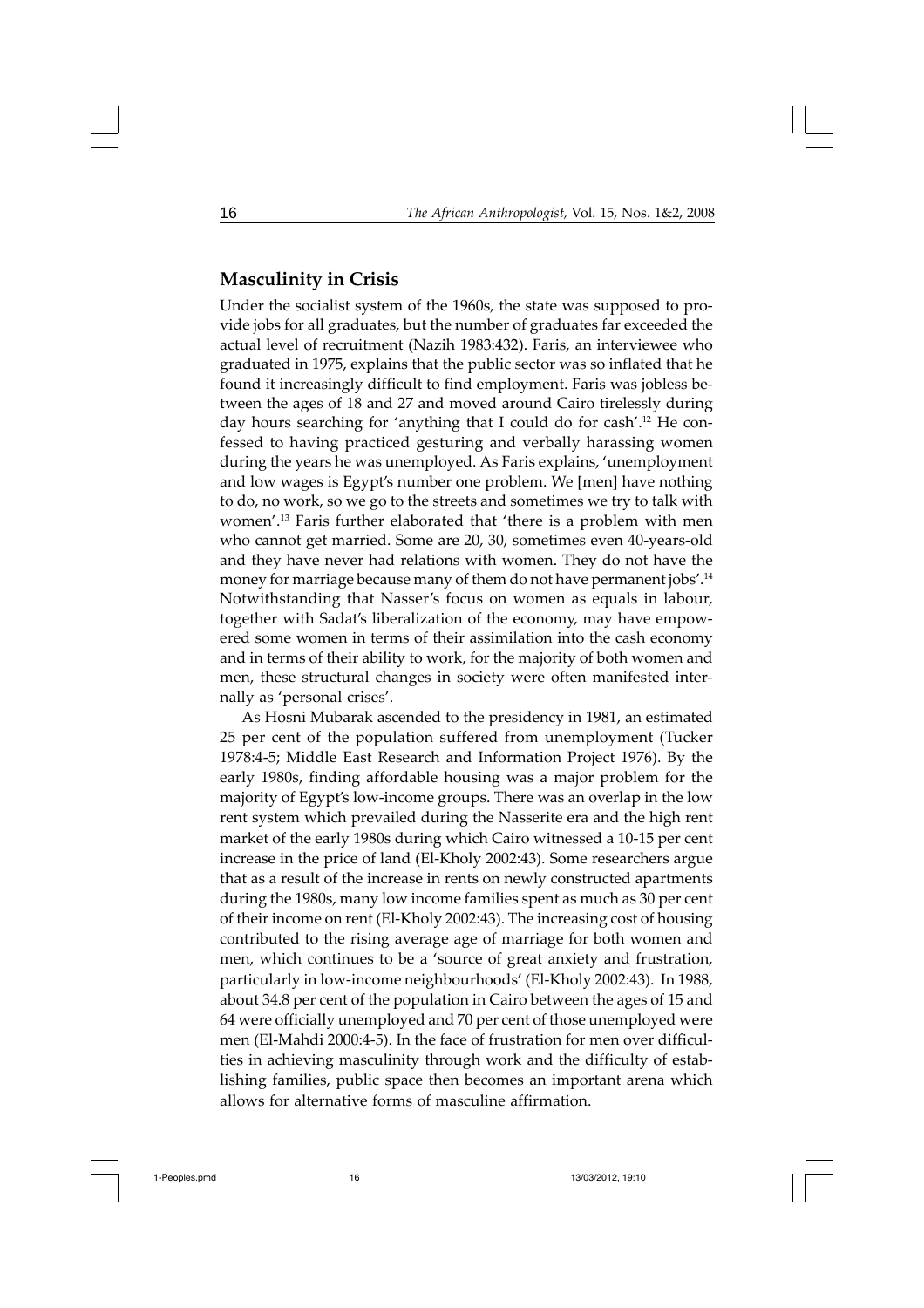## Masculinity in Crisis

Under the socialist system of the 1960s, the state was supposed to provide jobs for all graduates, but the number of graduates far exceeded the actual level of recruitment (Nazih 1983:432). Faris, an interviewee who graduated in 1975, explains that the public sector was so inflated that he found it increasingly difficult to find employment. Faris was jobless between the ages of 18 and 27 and moved around Cairo tirelessly during day hours searching for 'anything that I could do for cash'.[12] He confessed to having practiced gesturing and verbally harassing women during the years he was unemployed. As Faris explains, 'unemployment and low wages is Egypt's number one problem. We [men] have nothing to do, no work, so we go to the streets and sometimes we try to talk with women'.[13] Faris further elaborated that 'there is a problem with men who cannot get married. Some are 20, 30, sometimes even 40-years-old and they have never had relations with women. They do not have the money for marriage because many of them do not have permanent jobs'.[14] Notwithstanding that Nasser's focus on women as equals in labour, together with Sadat's liberalization of the economy, may have empowered some women in terms of their assimilation into the cash economy and in terms of their ability to work, for the majority of both women and men, these structural changes in society were often manifested internally as 'personal crises'.

As Hosni Mubarak ascended to the presidency in 1981, an estimated 25 per cent of the population suffered from unemployment (Tucker 1978:4-5; Middle East Research and Information Project 1976). By the early 1980s, finding affordable housing was a major problem for the majority of Egypt's low-income groups. There was an overlap in the low rent system which prevailed during the Nasserite era and the high rent market of the early 1980s during which Cairo witnessed a 10-15 per cent increase in the price of land (El-Kholy 2002:43). Some researchers argue that as a result of the increase in rents on newly constructed apartments during the 1980s, many low income families spent as much as 30 per cent of their income on rent (El-Kholy 2002:43). The increasing cost of housing contributed to the rising average age of marriage for both women and men, which continues to be a 'source of great anxiety and frustration, particularly in low-income neighbourhoods' (El-Kholy 2002:43). In 1988, about 34.8 per cent of the population in Cairo between the ages of 15 and 64 were officially unemployed and 70 per cent of those unemployed were men (El-Mahdi 2000:4-5). In the face of frustration for men over difficulties in achieving masculinity through work and the difficulty of establishing families, public space then becomes an important arena which allows for alternative forms of masculine affirmation.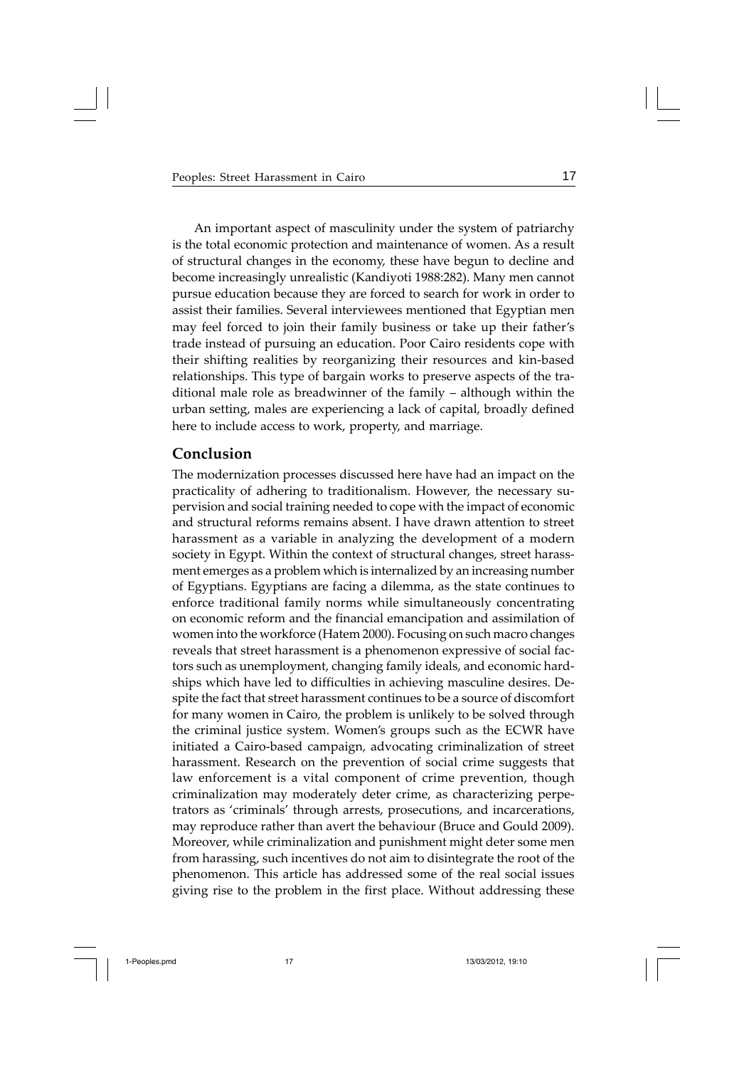An important aspect of masculinity under the system of patriarchy is the total economic protection and maintenance of women. As a result of structural changes in the economy, these have begun to decline and become increasingly unrealistic (Kandiyoti 1988:282). Many men cannot pursue education because they are forced to search for work in order to assist their families. Several interviewees mentioned that Egyptian men may feel forced to join their family business or take up their father's trade instead of pursuing an education. Poor Cairo residents cope with their shifting realities by reorganizing their resources and kin-based relationships. This type of bargain works to preserve aspects of the traditional male role as breadwinner of the family – although within the urban setting, males are experiencing a lack of capital, broadly defined here to include access to work, property, and marriage.

## Conclusion

The modernization processes discussed here have had an impact on the practicality of adhering to traditionalism. However, the necessary supervision and social training needed to cope with the impact of economic and structural reforms remains absent. I have drawn attention to street harassment as a variable in analyzing the development of a modern society in Egypt. Within the context of structural changes, street harassment emerges as a problem which is internalized by an increasing number of Egyptians. Egyptians are facing a dilemma, as the state continues to enforce traditional family norms while simultaneously concentrating on economic reform and the financial emancipation and assimilation of women into the workforce (Hatem 2000). Focusing on such macro changes reveals that street harassment is a phenomenon expressive of social factors such as unemployment, changing family ideals, and economic hardships which have led to difficulties in achieving masculine desires. Despite the fact that street harassment continues to be a source of discomfort for many women in Cairo, the problem is unlikely to be solved through the criminal justice system. Women's groups such as the ECWR have initiated a Cairo-based campaign, advocating criminalization of street harassment. Research on the prevention of social crime suggests that law enforcement is a vital component of crime prevention, though criminalization may moderately deter crime, as characterizing perpetrators as 'criminals' through arrests, prosecutions, and incarcerations, may reproduce rather than avert the behaviour (Bruce and Gould 2009). Moreover, while criminalization and punishment might deter some men from harassing, such incentives do not aim to disintegrate the root of the phenomenon. This article has addressed some of the real social issues giving rise to the problem in the first place. Without addressing these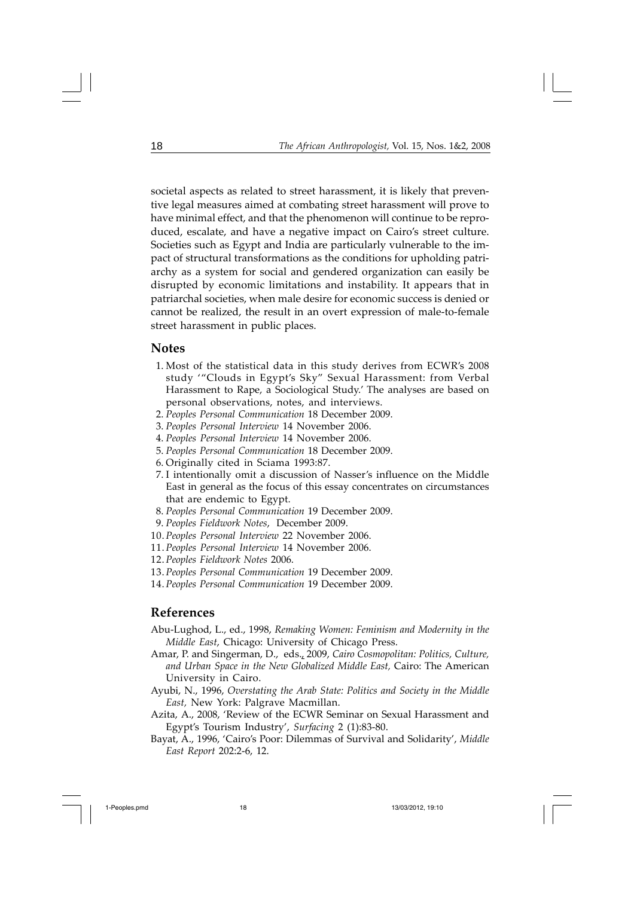societal aspects as related to street harassment, it is likely that preventive legal measures aimed at combating street harassment will prove to have minimal effect, and that the phenomenon will continue to be reproduced, escalate, and have a negative impact on Cairo's street culture. Societies such as Egypt and India are particularly vulnerable to the impact of structural transformations as the conditions for upholding patriarchy as a system for social and gendered organization can easily be disrupted by economic limitations and instability. It appears that in patriarchal societies, when male desire for economic success is denied or cannot be realized, the result in an overt expression of male-to-female street harassment in public places.

## Notes

1. Most of the statistical data in this study derives from ECWR's 2008 study '"Clouds in Egypt's Sky" Sexual Harassment: from Verbal Harassment to Rape, a Sociological Study.' The analyses are based on personal observations, notes, and interviews.
2. *Peoples Personal Communication* 18 December 2009.
3. *Peoples Personal Interview* 14 November 2006.
4. *Peoples Personal Interview* 14 November 2006.
5. *Peoples Personal Communication* 18 December 2009.
6. Originally cited in Sciama 1993:87.
7. I intentionally omit a discussion of Nasser's influence on the Middle East in general as the focus of this essay concentrates on circumstances that are endemic to Egypt.
8. *Peoples Personal Communication* 19 December 2009.
9. *Peoples Fieldwork Notes*, December 2009.
10. *Peoples Personal Interview* 22 November 2006.
11. *Peoples Personal Interview* 14 November 2006.
12. *Peoples Fieldwork Notes* 2006.
13. *Peoples Personal Communication* 19 December 2009.
14. *Peoples Personal Communication* 19 December 2009.

## References

Abu-Lughod, L., ed., 1998, *Remaking Women: Feminism and Modernity in the Middle East*, Chicago: University of Chicago Press.

Amar, P. and Singerman, D., eds., 2009, *Cairo Cosmopolitan: Politics, Culture, and Urban Space in the New Globalized Middle East,* Cairo: The American University in Cairo.

Ayubi, N., 1996, *Overstating the Arab State: Politics and Society in the Middle East,* New York: Palgrave Macmillan.

Azita, A., 2008, 'Review of the ECWR Seminar on Sexual Harassment and Egypt's Tourism Industry', *Surfacing* 2 (1):83-80.

Bayat, A., 1996, 'Cairo's Poor: Dilemmas of Survival and Solidarity', *Middle East Report* 202:2-6, 12.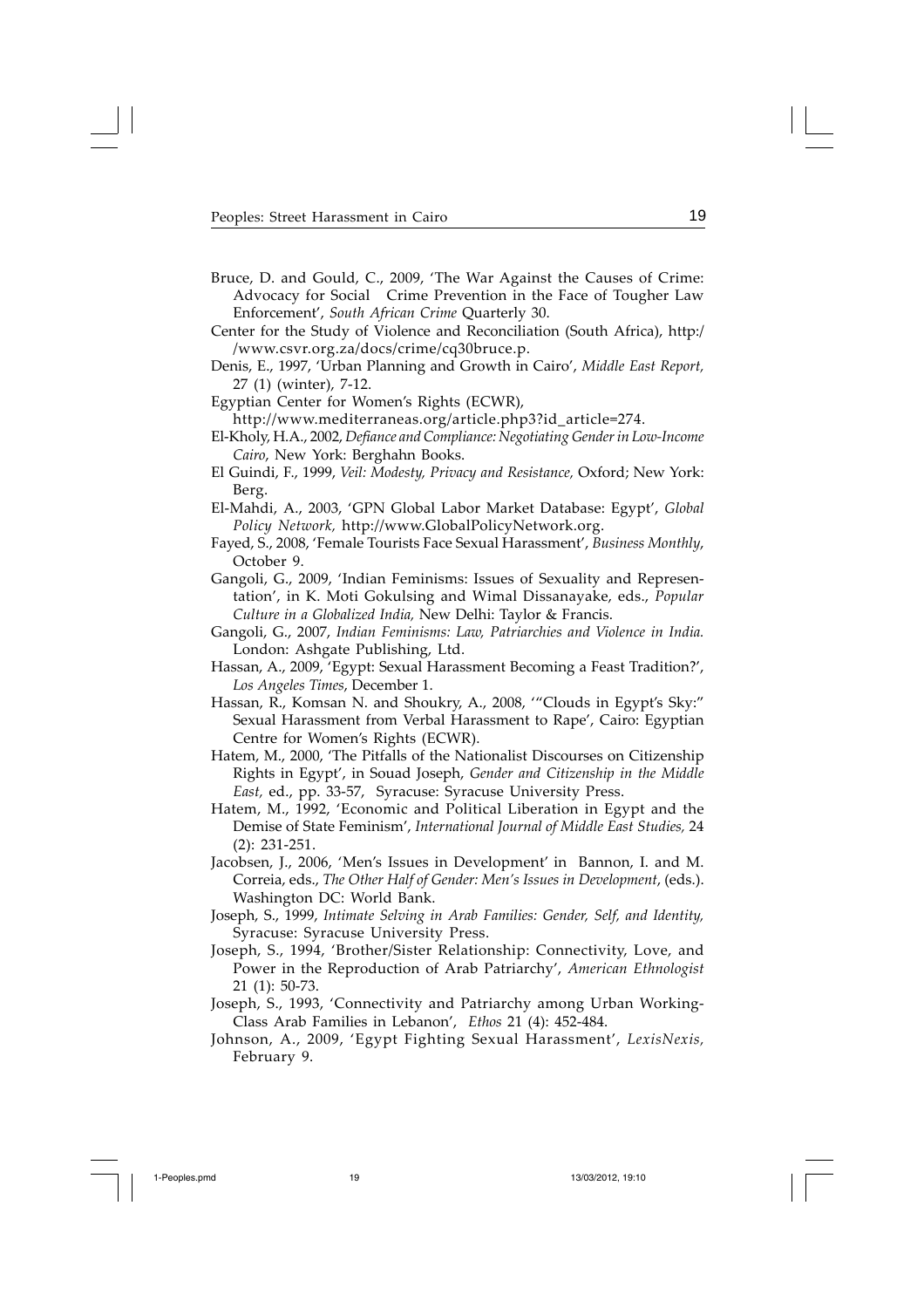Bruce, D. and Gould, C., 2009, 'The War Against the Causes of Crime: Advocacy for Social Crime Prevention in the Face of Tougher Law Enforcement', *South African Crime* Quarterly 30.

Center for the Study of Violence and Reconciliation (South Africa), http://www.csvr.org.za/docs/crime/cq30bruce.p.

Denis, E., 1997, 'Urban Planning and Growth in Cairo', *Middle East Report,* 27 (1) (winter), 7-12.

Egyptian Center for Women's Rights (ECWR), http://www.mediterraneas.org/article.php3?id_article=274.

El-Kholy, H.A., 2002, *Defiance and Compliance: Negotiating Gender in Low-Income Cairo*, New York: Berghahn Books.

El Guindi, F., 1999, *Veil: Modesty, Privacy and Resistance,* Oxford; New York: Berg.

El-Mahdi, A., 2003, 'GPN Global Labor Market Database: Egypt', *Global Policy Network,* http://www.GlobalPolicyNetwork.org.

Fayed, S., 2008, 'Female Tourists Face Sexual Harassment', *Business Monthly*, October 9.

Gangoli, G., 2009, 'Indian Feminisms: Issues of Sexuality and Representation', in K. Moti Gokulsing and Wimal Dissanayake, eds., *Popular Culture in a Globalized India,* New Delhi: Taylor & Francis.

Gangoli, G., 2007, *Indian Feminisms: Law, Patriarchies and Violence in India.* London: Ashgate Publishing, Ltd.

Hassan, A., 2009, 'Egypt: Sexual Harassment Becoming a Feast Tradition?', *Los Angeles Times*, December 1.

Hassan, R., Komsan N. and Shoukry, A., 2008, '"Clouds in Egypt's Sky:" Sexual Harassment from Verbal Harassment to Rape', Cairo: Egyptian Centre for Women's Rights (ECWR).

Hatem, M., 2000, 'The Pitfalls of the Nationalist Discourses on Citizenship Rights in Egypt', in Souad Joseph, *Gender and Citizenship in the Middle East,* ed., pp. 33-57, Syracuse: Syracuse University Press.

Hatem, M., 1992, 'Economic and Political Liberation in Egypt and the Demise of State Feminism', *International Journal of Middle East Studies,* 24 (2): 231-251.

Jacobsen, J., 2006, 'Men's Issues in Development' in Bannon, I. and M. Correia, eds., *The Other Half of Gender: Men's Issues in Development*, (eds.). Washington DC: World Bank.

Joseph, S., 1999, *Intimate Selving in Arab Families: Gender, Self, and Identity,* Syracuse: Syracuse University Press.

Joseph, S., 1994, 'Brother/Sister Relationship: Connectivity, Love, and Power in the Reproduction of Arab Patriarchy', *American Ethnologist* 21 (1): 50-73.

Joseph, S., 1993, 'Connectivity and Patriarchy among Urban Working-Class Arab Families in Lebanon', *Ethos* 21 (4): 452-484.

Johnson, A., 2009, 'Egypt Fighting Sexual Harassment', *LexisNexis,* February 9.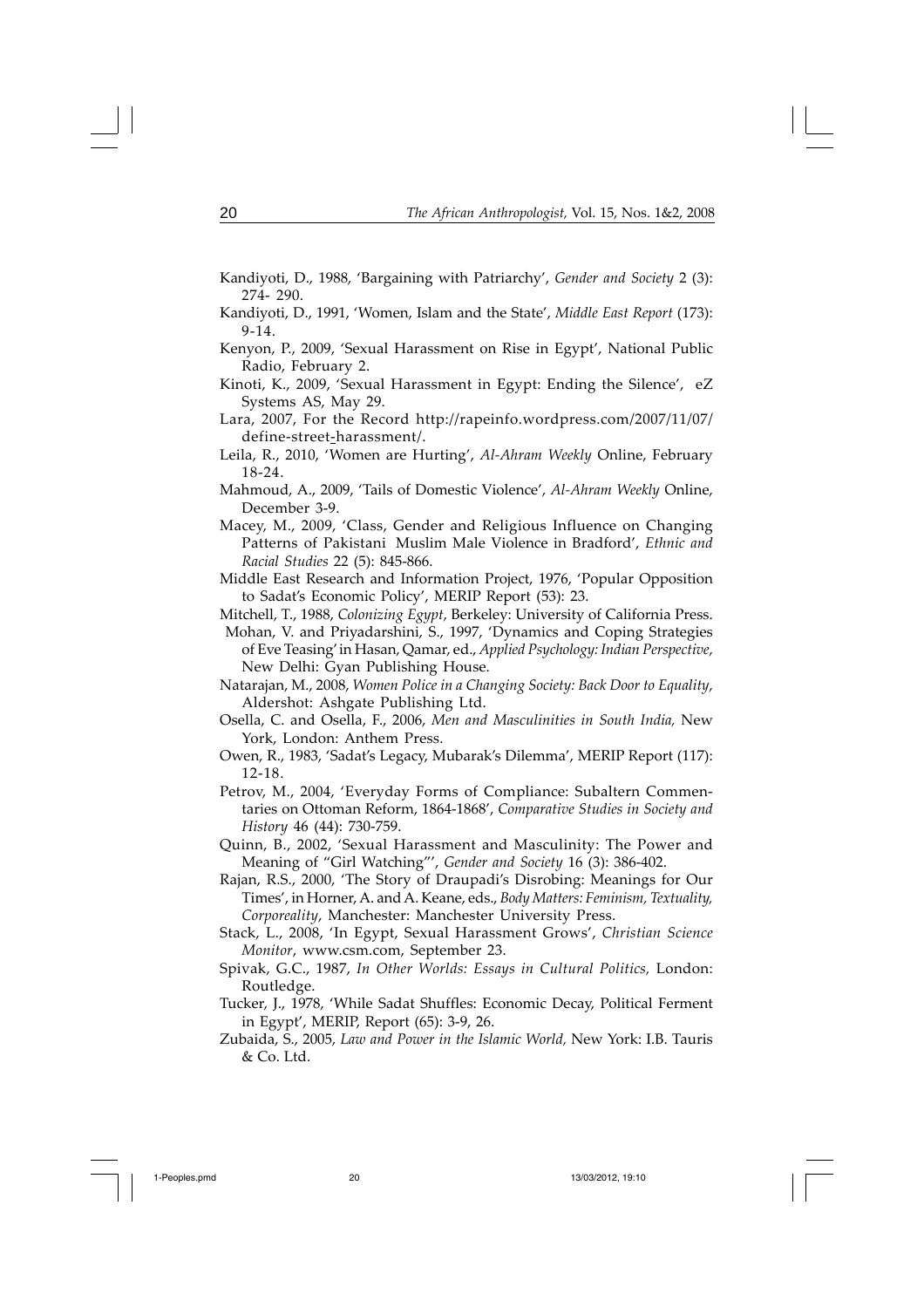Kandiyoti, D., 1988, 'Bargaining with Patriarchy', *Gender and Society* 2 (3): 274- 290.

Kandiyoti, D., 1991, 'Women, Islam and the State', *Middle East Report* (173): 9-14.

Kenyon, P., 2009, 'Sexual Harassment on Rise in Egypt', National Public Radio, February 2.

Kinoti, K., 2009, 'Sexual Harassment in Egypt: Ending the Silence', eZ Systems AS, May 29.

Lara, 2007, For the Record http://rapeinfo.wordpress.com/2007/11/07/define-street-harassment/.

Leila, R., 2010, 'Women are Hurting', *Al-Ahram Weekly* Online, February 18-24.

Mahmoud, A., 2009, 'Tails of Domestic Violence', *Al-Ahram Weekly* Online, December 3-9.

Macey, M., 2009, 'Class, Gender and Religious Influence on Changing Patterns of Pakistani Muslim Male Violence in Bradford', *Ethnic and Racial Studies* 22 (5): 845-866.

Middle East Research and Information Project, 1976, 'Popular Opposition to Sadat's Economic Policy', MERIP Report (53): 23.

Mitchell, T., 1988, *Colonizing Egypt*, Berkeley: University of California Press.

Mohan, V. and Priyadarshini, S., 1997, 'Dynamics and Coping Strategies of Eve Teasing' in Hasan, Qamar, ed., *Applied Psychology: Indian Perspective*, New Delhi: Gyan Publishing House.

Natarajan, M., 2008, *Women Police in a Changing Society: Back Door to Equality*, Aldershot: Ashgate Publishing Ltd.

Osella, C. and Osella, F., 2006, *Men and Masculinities in South India,* New York, London: Anthem Press.

Owen, R., 1983, 'Sadat's Legacy, Mubarak's Dilemma', MERIP Report (117): 12-18.

Petrov, M., 2004, 'Everyday Forms of Compliance: Subaltern Commentaries on Ottoman Reform, 1864-1868', *Comparative Studies in Society and History* 46 (44): 730-759.

Quinn, B., 2002, 'Sexual Harassment and Masculinity: The Power and Meaning of "Girl Watching"', *Gender and Society* 16 (3): 386-402.

Rajan, R.S., 2000, 'The Story of Draupadi's Disrobing: Meanings for Our Times', in Horner, A. and A. Keane, eds., *Body Matters: Feminism, Textuality, Corporeality*, Manchester: Manchester University Press.

Stack, L., 2008, 'In Egypt, Sexual Harassment Grows', *Christian Science Monitor*, www.csm.com, September 23.

Spivak, G.C., 1987, *In Other Worlds: Essays in Cultural Politics,* London: Routledge.

Tucker, J., 1978, 'While Sadat Shuffles: Economic Decay, Political Ferment in Egypt', MERIP, Report (65): 3-9, 26.

Zubaida, S., 2005, *Law and Power in the Islamic World,* New York: I.B. Tauris & Co. Ltd.